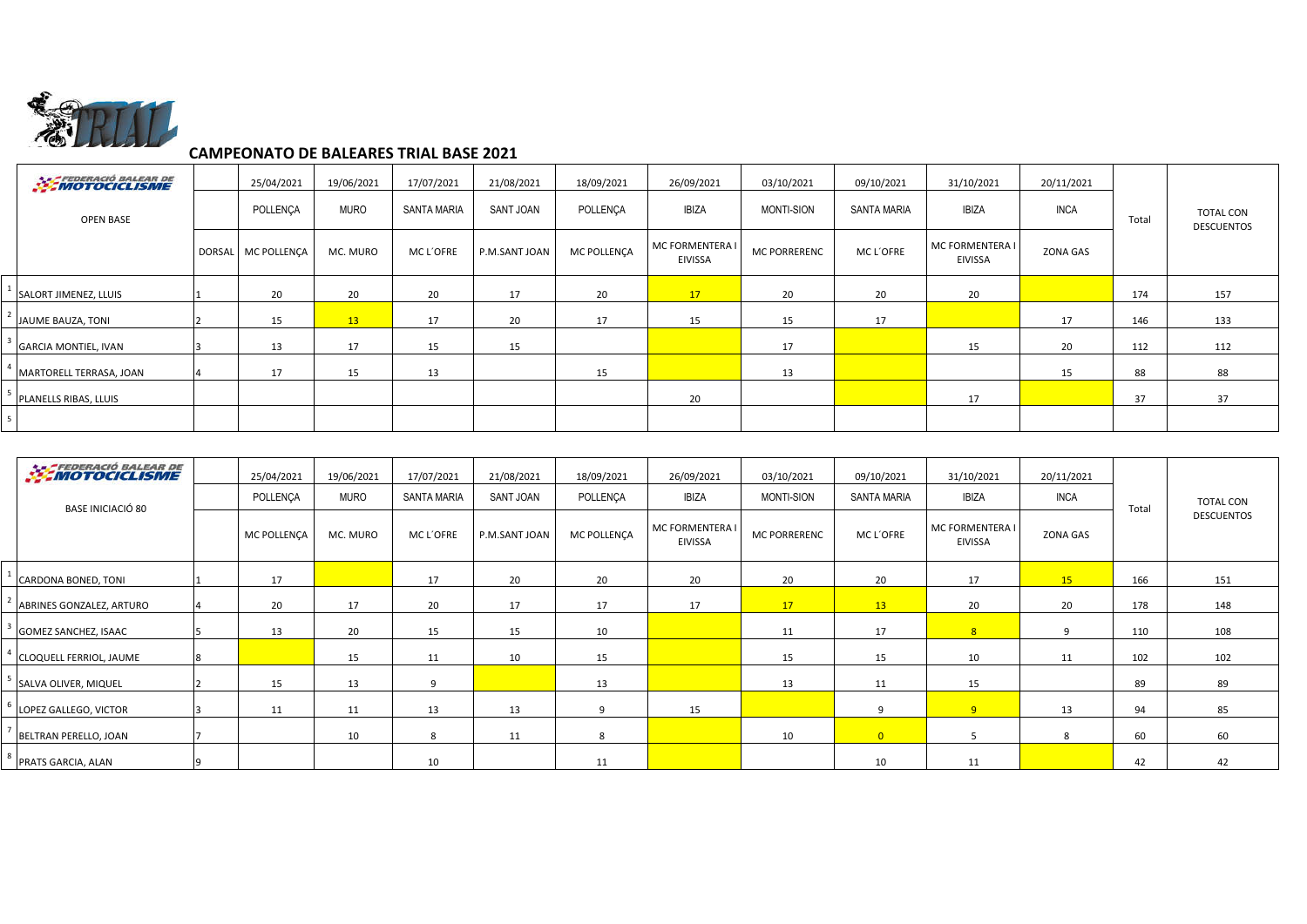# CAMPEONATO DE BALEARES TRIAL BASE 2021

| | OPEN BASE | DORSAL | 25/04/2021 POLLENÇA MC POLLENÇA | 19/06/2021 MURO MC. MURO | 17/07/2021 SANTA MARIA MC L´OFRE | 21/08/2021 SANT JOAN P.M.SANT JOAN | 18/09/2021 POLLENÇA MC POLLENÇA | 26/09/2021 IBIZA MC FORMENTERA I EIVISSA | 03/10/2021 MONTI-SION MC PORRERENC | 09/10/2021 SANTA MARIA MC L´OFRE | 31/10/2021 IBIZA MC FORMENTERA I EIVISSA | 20/11/2021 INCA ZONA GAS | Total | TOTAL CON DESCUENTOS |
|---|---|---|---|---|---|---|---|---|---|---|---|---|---|---|
| 1 | SALORT JIMENEZ, LLUIS | 1 | 20 | 20 | 20 | 17 | 20 | 17 | 20 | 20 | 20 | | 174 | 157 |
| 2 | JAUME BAUZA, TONI | 2 | 15 | 13 | 17 | 20 | 17 | 15 | 15 | 17 | | 17 | 146 | 133 |
| 3 | GARCIA MONTIEL, IVAN | 3 | 13 | 17 | 15 | 15 | | | 17 | | 15 | 20 | 112 | 112 |
| 4 | MARTORELL TERRASA, JOAN | 4 | 17 | 15 | 13 | | 15 | | 13 | | | 15 | 88 | 88 |
| 5 | PLANELLS RIBAS, LLUIS | | | | | | | 20 | | | 17 | | 37 | 37 |
| 5 | | | | | | | | | | | | | | |

| | BASE INICIACIÓ 80 | | 25/04/2021 POLLENÇA MC POLLENÇA | 19/06/2021 MURO MC. MURO | 17/07/2021 SANTA MARIA MC L´OFRE | 21/08/2021 SANT JOAN P.M.SANT JOAN | 18/09/2021 POLLENÇA MC POLLENÇA | 26/09/2021 IBIZA MC FORMENTERA I EIVISSA | 03/10/2021 MONTI-SION MC PORRERENC | 09/10/2021 SANTA MARIA MC L´OFRE | 31/10/2021 IBIZA MC FORMENTERA I EIVISSA | 20/11/2021 INCA ZONA GAS | Total | TOTAL CON DESCUENTOS |
|---|---|---|---|---|---|---|---|---|---|---|---|---|---|---|
| 1 | CARDONA BONED, TONI | 1 | 17 | | 17 | 20 | 20 | 20 | 20 | 20 | 17 | 15 | 166 | 151 |
| 2 | ABRINES GONZALEZ, ARTURO | 4 | 20 | 17 | 20 | 17 | 17 | 17 | 17 | 13 | 20 | 20 | 178 | 148 |
| 3 | GOMEZ SANCHEZ, ISAAC | 5 | 13 | 20 | 15 | 15 | 10 | | 11 | 17 | 8 | 9 | 110 | 108 |
| 4 | CLOQUELL FERRIOL, JAUME | 8 | | 15 | 11 | 10 | 15 | | 15 | 15 | 10 | 11 | 102 | 102 |
| 5 | SALVA OLIVER, MIQUEL | 2 | 15 | 13 | 9 | | 13 | | 13 | 11 | 15 | | 89 | 89 |
| 6 | LOPEZ GALLEGO, VICTOR | 3 | 11 | 11 | 13 | 13 | 9 | 15 | | 9 | 9 | 13 | 94 | 85 |
| 7 | BELTRAN PERELLO, JOAN | 7 | | 10 | 8 | 11 | 8 | | 10 | 0 | 5 | 8 | 60 | 60 |
| 8 | PRATS GARCIA, ALAN | 9 | | | 10 | | 11 | | | 10 | 11 | | 42 | 42 |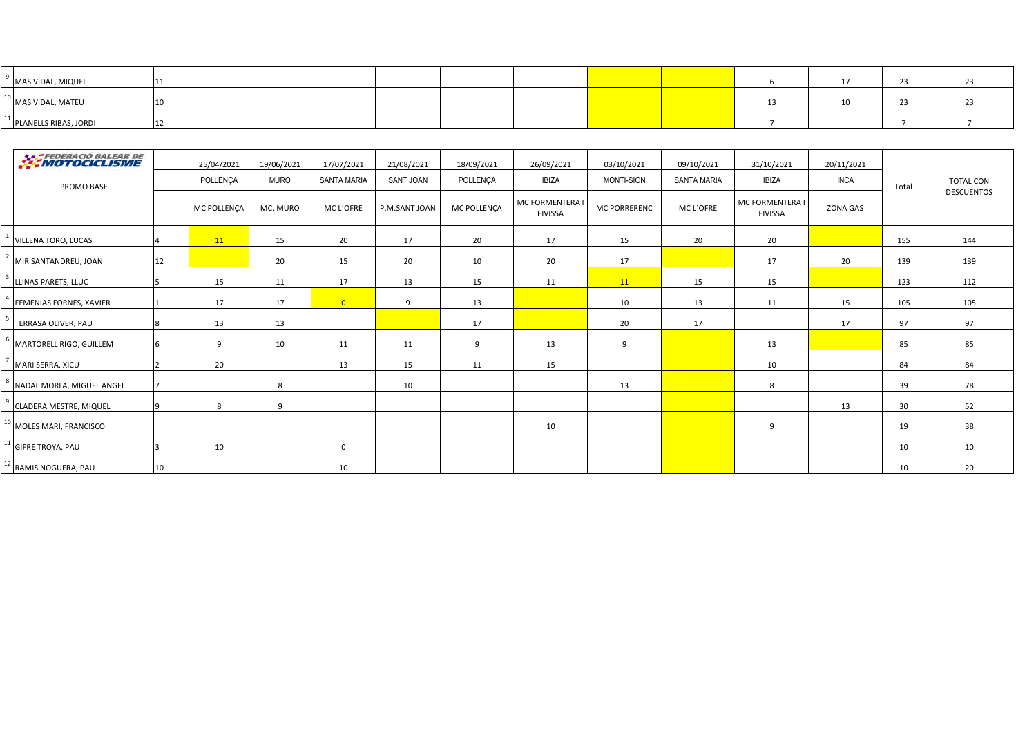| | | | | | | | | | | | | | | |
|---|---|---|---|---|---|---|---|---|---|---|---|---|---|---|
| 9 | MAS VIDAL, MIQUEL | 11 | | | | | | | | | 6 | 17 | 23 | 23 |
| 10 | MAS VIDAL, MATEU | 10 | | | | | | | | | 13 | 10 | 23 | 23 |
| 11 | PLANELLS RIBAS, JORDI | 12 | | | | | | | | | 7 | | 7 | 7 |

| | FEDERACIÓ BALEAR DE MOTOCICLISME | | 25/04/2021 | 19/06/2021 | 17/07/2021 | 21/08/2021 | 18/09/2021 | 26/09/2021 | 03/10/2021 | 09/10/2021 | 31/10/2021 | 20/11/2021 | Total | TOTAL CON DESCUENTOS |
|---|---|---|---|---|---|---|---|---|---|---|---|---|---|---|
| | PROMO BASE | | POLLENÇA | MURO | SANTA MARIA | SANT JOAN | POLLENÇA | IBIZA | MONTI-SION | SANTA MARIA | IBIZA | INCA | | |
| | | | MC POLLENÇA | MC. MURO | MC L´OFRE | P.M.SANT JOAN | MC POLLENÇA | MC FORMENTERA I EIVISSA | MC PORRERENC | MC L´OFRE | MC FORMENTERA I EIVISSA | ZONA GAS | | |
| 1 | VILLENA TORO, LUCAS | 4 | 11 | 15 | 20 | 17 | 20 | 17 | 15 | 20 | 20 | | 155 | 144 |
| 2 | MIR SANTANDREU, JOAN | 12 | | 20 | 15 | 20 | 10 | 20 | 17 | | 17 | 20 | 139 | 139 |
| 3 | LLINAS PARETS, LLUC | 5 | 15 | 11 | 17 | 13 | 15 | 11 | 11 | 15 | 15 | | 123 | 112 |
| 4 | FEMENIAS FORNES, XAVIER | 1 | 17 | 17 | 0 | 9 | 13 | | 10 | 13 | 11 | 15 | 105 | 105 |
| 5 | TERRASA OLIVER, PAU | 8 | 13 | 13 | | | 17 | | 20 | 17 | | 17 | 97 | 97 |
| 6 | MARTORELL RIGO, GUILLEM | 6 | 9 | 10 | 11 | 11 | 9 | 13 | 9 | | 13 | | 85 | 85 |
| 7 | MARI SERRA, XICU | 2 | 20 | | 13 | 15 | 11 | 15 | | | 10 | | 84 | 84 |
| 8 | NADAL MORLA, MIGUEL ANGEL | 7 | | 8 | | 10 | | | 13 | | 8 | | 39 | 78 |
| 9 | CLADERA MESTRE, MIQUEL | 9 | 8 | 9 | | | | | | | | 13 | 30 | 52 |
| 10 | MOLES MARI, FRANCISCO | | | | | | | 10 | | | 9 | | 19 | 38 |
| 11 | GIFRE TROYA, PAU | 3 | 10 | | 0 | | | | | | | | 10 | 10 |
| 12 | RAMIS NOGUERA, PAU | 10 | | | 10 | | | | | | | | 10 | 20 |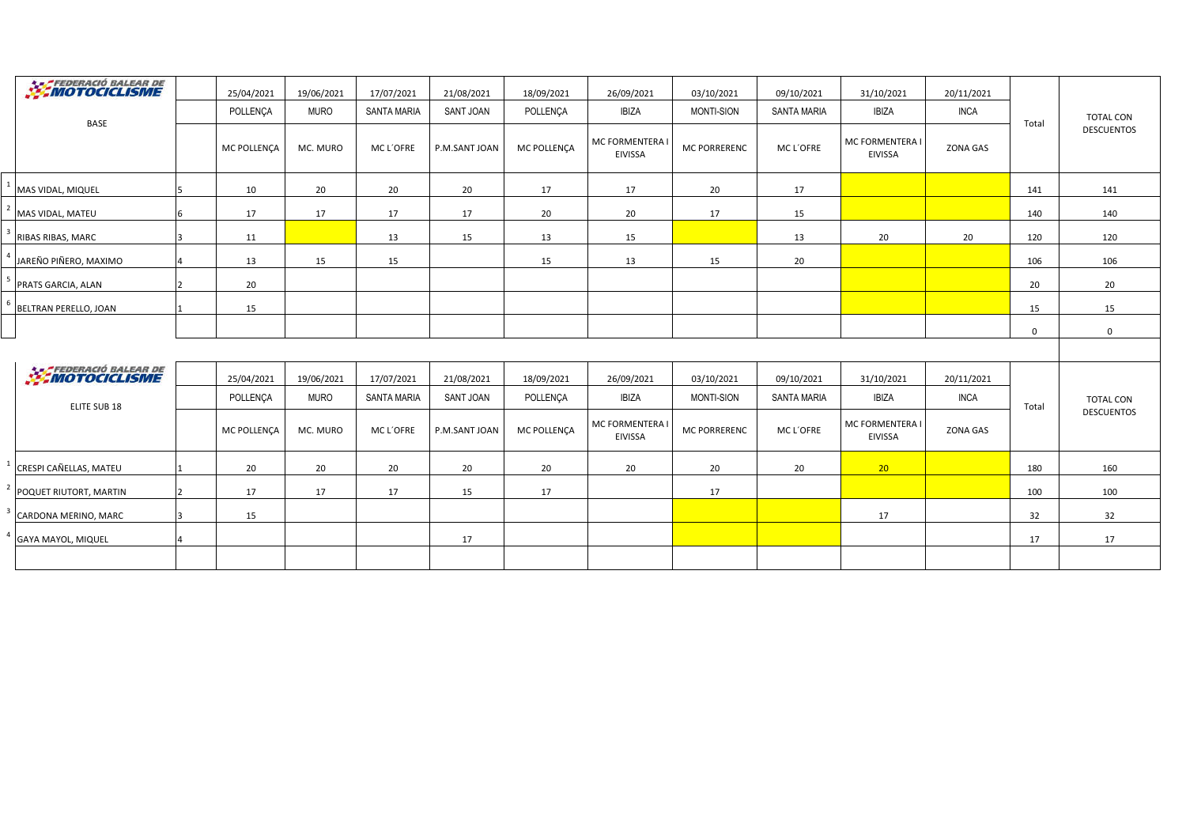**FEDERACIÓ BALEAR DE MOTOCICLISME**

| | BASE | | 25/04/2021 | 19/06/2021 | 17/07/2021 | 21/08/2021 | 18/09/2021 | 26/09/2021 | 03/10/2021 | 09/10/2021 | 31/10/2021 | 20/11/2021 | Total | TOTAL CON DESCUENTOS |
|---|---|---|---|---|---|---|---|---|---|---|---|---|---|---|
| | | | POLLENÇA | MURO | SANTA MARIA | SANT JOAN | POLLENÇA | IBIZA | MONTI-SION | SANTA MARIA | IBIZA | INCA | | |
| | | | MC POLLENÇA | MC. MURO | MC L´OFRE | P.M.SANT JOAN | MC POLLENÇA | MC FORMENTERA I EIVISSA | MC PORRERENC | MC L´OFRE | MC FORMENTERA I EIVISSA | ZONA GAS | | |
| 1 | MAS VIDAL, MIQUEL | 5 | 10 | 20 | 20 | 20 | 17 | 17 | 20 | 17 | | | 141 | 141 |
| 2 | MAS VIDAL, MATEU | 6 | 17 | 17 | 17 | 17 | 20 | 20 | 17 | 15 | | | 140 | 140 |
| 3 | RIBAS RIBAS, MARC | 3 | 11 | | 13 | 15 | 13 | 15 | | 13 | 20 | 20 | 120 | 120 |
| 4 | JAREÑO PIÑERO, MAXIMO | 4 | 13 | 15 | 15 | | 15 | 13 | 15 | 20 | | | 106 | 106 |
| 5 | PRATS GARCIA, ALAN | 2 | 20 | | | | | | | | | | 20 | 20 |
| 6 | BELTRAN PERELLO, JOAN | 1 | 15 | | | | | | | | | | 15 | 15 |
| | | | | | | | | | | | | | 0 | 0 |

**FEDERACIÓ BALEAR DE MOTOCICLISME**

| | ELITE SUB 18 | | 25/04/2021 | 19/06/2021 | 17/07/2021 | 21/08/2021 | 18/09/2021 | 26/09/2021 | 03/10/2021 | 09/10/2021 | 31/10/2021 | 20/11/2021 | Total | TOTAL CON DESCUENTOS |
|---|---|---|---|---|---|---|---|---|---|---|---|---|---|---|
| | | | POLLENÇA | MURO | SANTA MARIA | SANT JOAN | POLLENÇA | IBIZA | MONTI-SION | SANTA MARIA | IBIZA | INCA | | |
| | | | MC POLLENÇA | MC. MURO | MC L´OFRE | P.M.SANT JOAN | MC POLLENÇA | MC FORMENTERA I EIVISSA | MC PORRERENC | MC L´OFRE | MC FORMENTERA I EIVISSA | ZONA GAS | | |
| 1 | CRESPI CAÑELLAS, MATEU | 1 | 20 | 20 | 20 | 20 | 20 | 20 | 20 | 20 | 20 | | 180 | 160 |
| 2 | POQUET RIUTORT, MARTIN | 2 | 17 | 17 | 17 | 15 | 17 | | 17 | | | | 100 | 100 |
| 3 | CARDONA MERINO, MARC | 3 | 15 | | | | | | | | 17 | | 32 | 32 |
| 4 | GAYA MAYOL, MIQUEL | 4 | | | | 17 | | | | | | | 17 | 17 |
| | | | | | | | | | | | | | | |